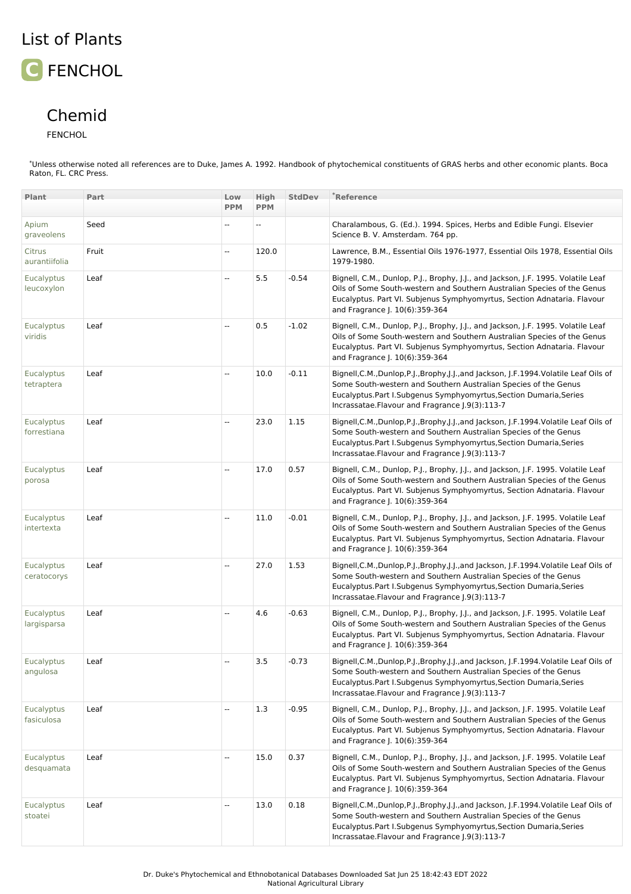# List of Plants

## FENCHOL

### Chemid

FENCHOL

[*]Unless otherwise noted all references are to Duke, James A. 1992. Handbook of phytochemical constituents of GRAS herbs and other economic plants. Boca Raton, FL. CRC Press.

| Plant | Part | Low PPM | High PPM | StdDev | [*]Reference |
|---|---|---|---|---|---|
| Apium graveolens | Seed | -- | -- | | Charalambous, G. (Ed.). 1994. Spices, Herbs and Edible Fungi. Elsevier Science B. V. Amsterdam. 764 pp. |
| Citrus aurantiifolia | Fruit | -- | 120.0 | | Lawrence, B.M., Essential Oils 1976-1977, Essential Oils 1978, Essential Oils 1979-1980. |
| Eucalyptus leucoxylon | Leaf | -- | 5.5 | -0.54 | Bignell, C.M., Dunlop, P.J., Brophy, J.J., and Jackson, J.F. 1995. Volatile Leaf Oils of Some South-western and Southern Australian Species of the Genus Eucalyptus. Part VI. Subjenus Symphyomyrtus, Section Adnataria. Flavour and Fragrance J. 10(6):359-364 |
| Eucalyptus viridis | Leaf | -- | 0.5 | -1.02 | Bignell, C.M., Dunlop, P.J., Brophy, J.J., and Jackson, J.F. 1995. Volatile Leaf Oils of Some South-western and Southern Australian Species of the Genus Eucalyptus. Part VI. Subjenus Symphyomyrtus, Section Adnataria. Flavour and Fragrance J. 10(6):359-364 |
| Eucalyptus tetraptera | Leaf | -- | 10.0 | -0.11 | Bignell,C.M.,Dunlop,P.J.,Brophy,J.J.,and Jackson, J.F.1994.Volatile Leaf Oils of Some South-western and Southern Australian Species of the Genus Eucalyptus.Part I.Subgenus Symphyomyrtus,Section Dumaria,Series Incrassatae.Flavour and Fragrance J.9(3):113-7 |
| Eucalyptus forrestiana | Leaf | -- | 23.0 | 1.15 | Bignell,C.M.,Dunlop,P.J.,Brophy,J.J.,and Jackson, J.F.1994.Volatile Leaf Oils of Some South-western and Southern Australian Species of the Genus Eucalyptus.Part I.Subgenus Symphyomyrtus,Section Dumaria,Series Incrassatae.Flavour and Fragrance J.9(3):113-7 |
| Eucalyptus porosa | Leaf | -- | 17.0 | 0.57 | Bignell, C.M., Dunlop, P.J., Brophy, J.J., and Jackson, J.F. 1995. Volatile Leaf Oils of Some South-western and Southern Australian Species of the Genus Eucalyptus. Part VI. Subjenus Symphyomyrtus, Section Adnataria. Flavour and Fragrance J. 10(6):359-364 |
| Eucalyptus intertexta | Leaf | -- | 11.0 | -0.01 | Bignell, C.M., Dunlop, P.J., Brophy, J.J., and Jackson, J.F. 1995. Volatile Leaf Oils of Some South-western and Southern Australian Species of the Genus Eucalyptus. Part VI. Subjenus Symphyomyrtus, Section Adnataria. Flavour and Fragrance J. 10(6):359-364 |
| Eucalyptus ceratocorys | Leaf | -- | 27.0 | 1.53 | Bignell,C.M.,Dunlop,P.J.,Brophy,J.J.,and Jackson, J.F.1994.Volatile Leaf Oils of Some South-western and Southern Australian Species of the Genus Eucalyptus.Part I.Subgenus Symphyomyrtus,Section Dumaria,Series Incrassatae.Flavour and Fragrance J.9(3):113-7 |
| Eucalyptus largisparsa | Leaf | -- | 4.6 | -0.63 | Bignell, C.M., Dunlop, P.J., Brophy, J.J., and Jackson, J.F. 1995. Volatile Leaf Oils of Some South-western and Southern Australian Species of the Genus Eucalyptus. Part VI. Subjenus Symphyomyrtus, Section Adnataria. Flavour and Fragrance J. 10(6):359-364 |
| Eucalyptus angulosa | Leaf | -- | 3.5 | -0.73 | Bignell,C.M.,Dunlop,P.J.,Brophy,J.J.,and Jackson, J.F.1994.Volatile Leaf Oils of Some South-western and Southern Australian Species of the Genus Eucalyptus.Part I.Subgenus Symphyomyrtus,Section Dumaria,Series Incrassatae.Flavour and Fragrance J.9(3):113-7 |
| Eucalyptus fasiculosa | Leaf | -- | 1.3 | -0.95 | Bignell, C.M., Dunlop, P.J., Brophy, J.J., and Jackson, J.F. 1995. Volatile Leaf Oils of Some South-western and Southern Australian Species of the Genus Eucalyptus. Part VI. Subjenus Symphyomyrtus, Section Adnataria. Flavour and Fragrance J. 10(6):359-364 |
| Eucalyptus desquamata | Leaf | -- | 15.0 | 0.37 | Bignell, C.M., Dunlop, P.J., Brophy, J.J., and Jackson, J.F. 1995. Volatile Leaf Oils of Some South-western and Southern Australian Species of the Genus Eucalyptus. Part VI. Subjenus Symphyomyrtus, Section Adnataria. Flavour and Fragrance J. 10(6):359-364 |
| Eucalyptus stoatei | Leaf | -- | 13.0 | 0.18 | Bignell,C.M.,Dunlop,P.J.,Brophy,J.J.,and Jackson, J.F.1994.Volatile Leaf Oils of Some South-western and Southern Australian Species of the Genus Eucalyptus.Part I.Subgenus Symphyomyrtus,Section Dumaria,Series Incrassatae.Flavour and Fragrance J.9(3):113-7 |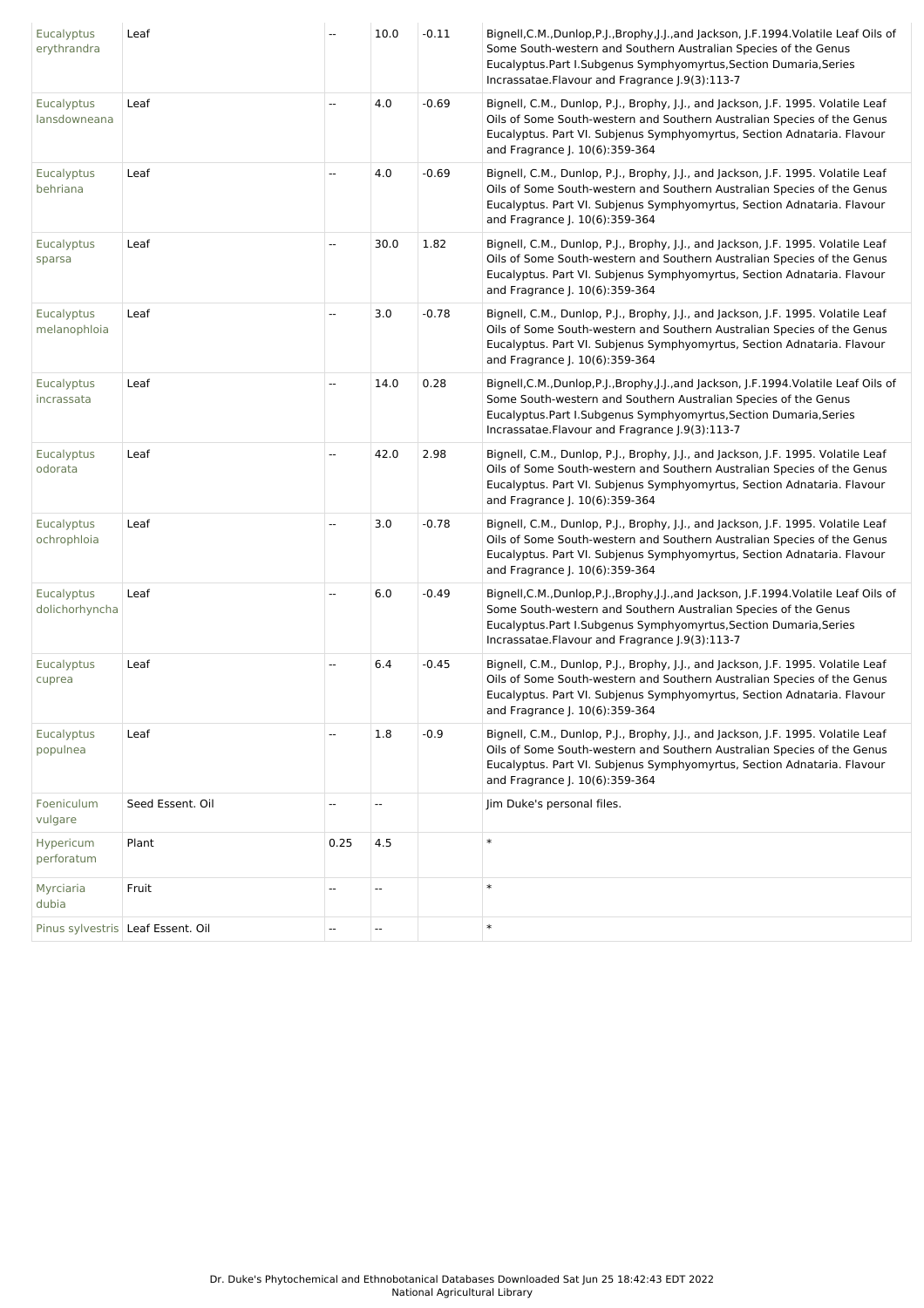| | | | | | |
|---|---|---|---|---|---|
| Eucalyptus erythrandra | Leaf | -- | 10.0 | -0.11 | Bignell,C.M.,Dunlop,P.J.,Brophy,J.J.,and Jackson, J.F.1994.Volatile Leaf Oils of Some South-western and Southern Australian Species of the Genus Eucalyptus.Part I.Subgenus Symphyomyrtus,Section Dumaria,Series Incrassatae.Flavour and Fragrance J.9(3):113-7 |
| Eucalyptus lansdowneana | Leaf | -- | 4.0 | -0.69 | Bignell, C.M., Dunlop, P.J., Brophy, J.J., and Jackson, J.F. 1995. Volatile Leaf Oils of Some South-western and Southern Australian Species of the Genus Eucalyptus. Part VI. Subjenus Symphyomyrtus, Section Adnataria. Flavour and Fragrance J. 10(6):359-364 |
| Eucalyptus behriana | Leaf | -- | 4.0 | -0.69 | Bignell, C.M., Dunlop, P.J., Brophy, J.J., and Jackson, J.F. 1995. Volatile Leaf Oils of Some South-western and Southern Australian Species of the Genus Eucalyptus. Part VI. Subjenus Symphyomyrtus, Section Adnataria. Flavour and Fragrance J. 10(6):359-364 |
| Eucalyptus sparsa | Leaf | -- | 30.0 | 1.82 | Bignell, C.M., Dunlop, P.J., Brophy, J.J., and Jackson, J.F. 1995. Volatile Leaf Oils of Some South-western and Southern Australian Species of the Genus Eucalyptus. Part VI. Subjenus Symphyomyrtus, Section Adnataria. Flavour and Fragrance J. 10(6):359-364 |
| Eucalyptus melanophloia | Leaf | -- | 3.0 | -0.78 | Bignell, C.M., Dunlop, P.J., Brophy, J.J., and Jackson, J.F. 1995. Volatile Leaf Oils of Some South-western and Southern Australian Species of the Genus Eucalyptus. Part VI. Subjenus Symphyomyrtus, Section Adnataria. Flavour and Fragrance J. 10(6):359-364 |
| Eucalyptus incrassata | Leaf | -- | 14.0 | 0.28 | Bignell,C.M.,Dunlop,P.J.,Brophy,J.J.,and Jackson, J.F.1994.Volatile Leaf Oils of Some South-western and Southern Australian Species of the Genus Eucalyptus.Part I.Subgenus Symphyomyrtus,Section Dumaria,Series Incrassatae.Flavour and Fragrance J.9(3):113-7 |
| Eucalyptus odorata | Leaf | -- | 42.0 | 2.98 | Bignell, C.M., Dunlop, P.J., Brophy, J.J., and Jackson, J.F. 1995. Volatile Leaf Oils of Some South-western and Southern Australian Species of the Genus Eucalyptus. Part VI. Subjenus Symphyomyrtus, Section Adnataria. Flavour and Fragrance J. 10(6):359-364 |
| Eucalyptus ochrophloia | Leaf | -- | 3.0 | -0.78 | Bignell, C.M., Dunlop, P.J., Brophy, J.J., and Jackson, J.F. 1995. Volatile Leaf Oils of Some South-western and Southern Australian Species of the Genus Eucalyptus. Part VI. Subjenus Symphyomyrtus, Section Adnataria. Flavour and Fragrance J. 10(6):359-364 |
| Eucalyptus dolichorhyncha | Leaf | -- | 6.0 | -0.49 | Bignell,C.M.,Dunlop,P.J.,Brophy,J.J.,and Jackson, J.F.1994.Volatile Leaf Oils of Some South-western and Southern Australian Species of the Genus Eucalyptus.Part I.Subgenus Symphyomyrtus,Section Dumaria,Series Incrassatae.Flavour and Fragrance J.9(3):113-7 |
| Eucalyptus cuprea | Leaf | -- | 6.4 | -0.45 | Bignell, C.M., Dunlop, P.J., Brophy, J.J., and Jackson, J.F. 1995. Volatile Leaf Oils of Some South-western and Southern Australian Species of the Genus Eucalyptus. Part VI. Subjenus Symphyomyrtus, Section Adnataria. Flavour and Fragrance J. 10(6):359-364 |
| Eucalyptus populnea | Leaf | -- | 1.8 | -0.9 | Bignell, C.M., Dunlop, P.J., Brophy, J.J., and Jackson, J.F. 1995. Volatile Leaf Oils of Some South-western and Southern Australian Species of the Genus Eucalyptus. Part VI. Subjenus Symphyomyrtus, Section Adnataria. Flavour and Fragrance J. 10(6):359-364 |
| Foeniculum vulgare | Seed Essent. Oil | -- | -- | | Jim Duke's personal files. |
| Hypericum perforatum | Plant | 0.25 | 4.5 | | * |
| Myrciaria dubia | Fruit | -- | -- | | * |
| Pinus sylvestris | Leaf Essent. Oil | -- | -- | | * |

Dr. Duke's Phytochemical and Ethnobotanical Databases Downloaded Sat Jun 25 18:42:43 EDT 2022
National Agricultural Library